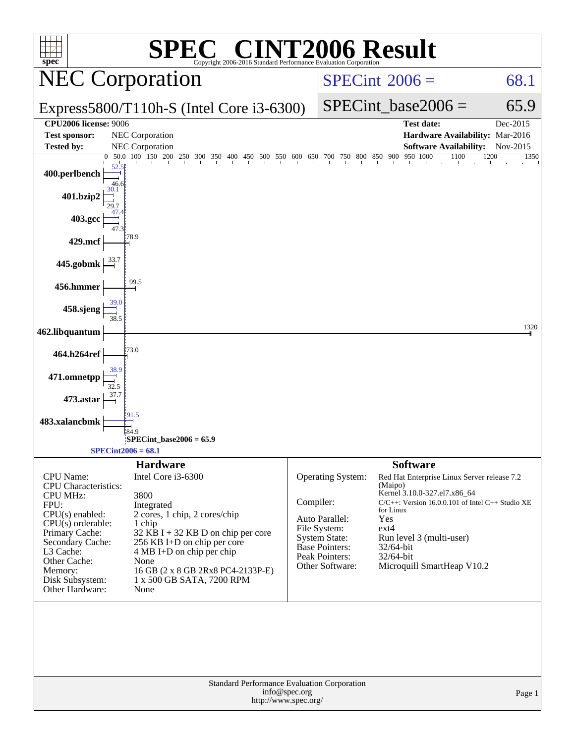# SPEC CINT2006 Result

Copyright 2006-2016 Standard Performance Evaluation Corporation

## NEC Corporation

Express5800/T110h-S (Intel Core i3-6300)

SPECint 2006 = 68.1

SPECint_base2006 = 65.9

| | | | |
|---|---|---|---|
| **CPU2006 license:** 9006 | | **Test date:** | Dec-2015 |
| **Test sponsor:** | NEC Corporation | **Hardware Availability:** | Mar-2016 |
| **Tested by:** | NEC Corporation | **Software Availability:** | Nov-2015 |

| Benchmark | Peak | Base |
|---|---|---|
| 400.perlbench | 52.5 | 46.6 |
| 401.bzip2 | 30.1 | 29.7 |
| 403.gcc | 47.4 | 47.3 |
| 429.mcf | | 78.9 |
| 445.gobmk | | 33.7 |
| 456.hmmer | | 99.5 |
| 458.sjeng | 39.0 | 38.5 |
| 462.libquantum | | 1320 |
| 464.h264ref | | 73.0 |
| 471.omnetpp | 38.9 | 32.5 |
| 473.astar | | 37.7 |
| 483.xalancbmk | 91.5 | 84.9 |

SPECint_base2006 = 65.9

SPECint2006 = 68.1

## Hardware

| | |
|---|---|
| CPU Name: | Intel Core i3-6300 |
| CPU Characteristics: | |
| CPU MHz: | 3800 |
| FPU: | Integrated |
| CPU(s) enabled: | 2 cores, 1 chip, 2 cores/chip |
| CPU(s) orderable: | 1 chip |
| Primary Cache: | 32 KB I + 32 KB D on chip per core |
| Secondary Cache: | 256 KB I+D on chip per core |
| L3 Cache: | 4 MB I+D on chip per chip |
| Other Cache: | None |
| Memory: | 16 GB (2 x 8 GB 2Rx8 PC4-2133P-E) |
| Disk Subsystem: | 1 x 500 GB SATA, 7200 RPM |
| Other Hardware: | None |

## Software

| | |
|---|---|
| Operating System: | Red Hat Enterprise Linux Server release 7.2 (Maipo) Kernel 3.10.0-327.el7.x86_64 |
| Compiler: | C/C++: Version 16.0.0.101 of Intel C++ Studio XE for Linux |
| Auto Parallel: | Yes |
| File System: | ext4 |
| System State: | Run level 3 (multi-user) |
| Base Pointers: | 32/64-bit |
| Peak Pointers: | 32/64-bit |
| Other Software: | Microquill SmartHeap V10.2 |

Standard Performance Evaluation Corporation
info@spec.org
http://www.spec.org/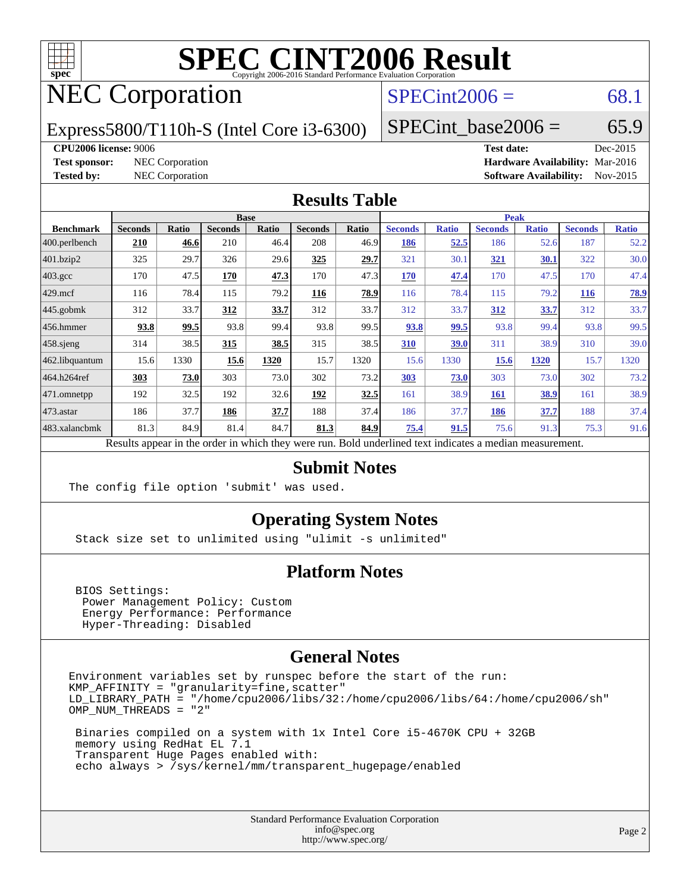# SPEC CINT2006 Result

Copyright 2006-2016 Standard Performance Evaluation Corporation

## NEC Corporation

Express5800/T110h-S (Intel Core i3-6300)

SPECint2006 = 68.1

SPECint_base2006 = 65.9

**CPU2006 license:** 9006
**Test sponsor:** NEC Corporation
**Tested by:** NEC Corporation

**Test date:** Dec-2015
**Hardware Availability:** Mar-2016
**Software Availability:** Nov-2015

## Results Table

| Benchmark | Base | | | | | | Peak | | | | | |
|---|---|---|---|---|---|---|---|---|---|---|---|---|
| | Seconds | Ratio | Seconds | Ratio | Seconds | Ratio | Seconds | Ratio | Seconds | Ratio | Seconds | Ratio |
| 400.perlbench | **210** | **46.6** | 210 | 46.4 | 208 | 46.9 | **186** | **52.5** | 186 | 52.6 | 187 | 52.2 |
| 401.bzip2 | 325 | 29.7 | 326 | 29.6 | **325** | **29.7** | 321 | 30.1 | **321** | **30.1** | 322 | 30.0 |
| 403.gcc | 170 | 47.5 | **170** | **47.3** | 170 | 47.3 | **170** | **47.4** | 170 | 47.5 | 170 | 47.4 |
| 429.mcf | 116 | 78.4 | 115 | 79.2 | **116** | **78.9** | 116 | 78.4 | 115 | 79.2 | **116** | **78.9** |
| 445.gobmk | 312 | 33.7 | **312** | **33.7** | 312 | 33.7 | 312 | 33.7 | **312** | **33.7** | 312 | 33.7 |
| 456.hmmer | **93.8** | **99.5** | 93.8 | 99.4 | 93.8 | 99.5 | **93.8** | **99.5** | 93.8 | 99.4 | 93.8 | 99.5 |
| 458.sjeng | 314 | 38.5 | **315** | **38.5** | 315 | 38.5 | **310** | **39.0** | 311 | 38.9 | 310 | 39.0 |
| 462.libquantum | 15.6 | 1330 | **15.6** | **1320** | 15.7 | 1320 | 15.6 | 1330 | **15.6** | **1320** | 15.7 | 1320 |
| 464.h264ref | **303** | **73.0** | 303 | 73.0 | 302 | 73.2 | **303** | **73.0** | 303 | 73.0 | 302 | 73.2 |
| 471.omnetpp | 192 | 32.5 | 192 | 32.6 | **192** | **32.5** | 161 | 38.9 | **161** | **38.9** | 161 | 38.9 |
| 473.astar | 186 | 37.7 | **186** | **37.7** | 188 | 37.4 | 186 | 37.7 | **186** | **37.7** | 188 | 37.4 |
| 483.xalancbmk | 81.3 | 84.9 | 81.4 | 84.7 | **81.3** | **84.9** | **75.4** | **91.5** | 75.6 | 91.3 | 75.3 | 91.6 |

Results appear in the order in which they were run. Bold underlined text indicates a median measurement.

## Submit Notes

The config file option 'submit' was used.

## Operating System Notes

Stack size set to unlimited using "ulimit -s unlimited"

## Platform Notes

```
BIOS Settings:
 Power Management Policy: Custom
 Energy Performance: Performance
 Hyper-Threading: Disabled
```

## General Notes

```
Environment variables set by runspec before the start of the run:
KMP_AFFINITY = "granularity=fine,scatter"
LD_LIBRARY_PATH = "/home/cpu2006/libs/32:/home/cpu2006/libs/64:/home/cpu2006/sh"
OMP_NUM_THREADS = "2"

 Binaries compiled on a system with 1x Intel Core i5-4670K CPU + 32GB
 memory using RedHat EL 7.1
 Transparent Huge Pages enabled with:
 echo always > /sys/kernel/mm/transparent_hugepage/enabled
```

Standard Performance Evaluation Corporation
info@spec.org
http://www.spec.org/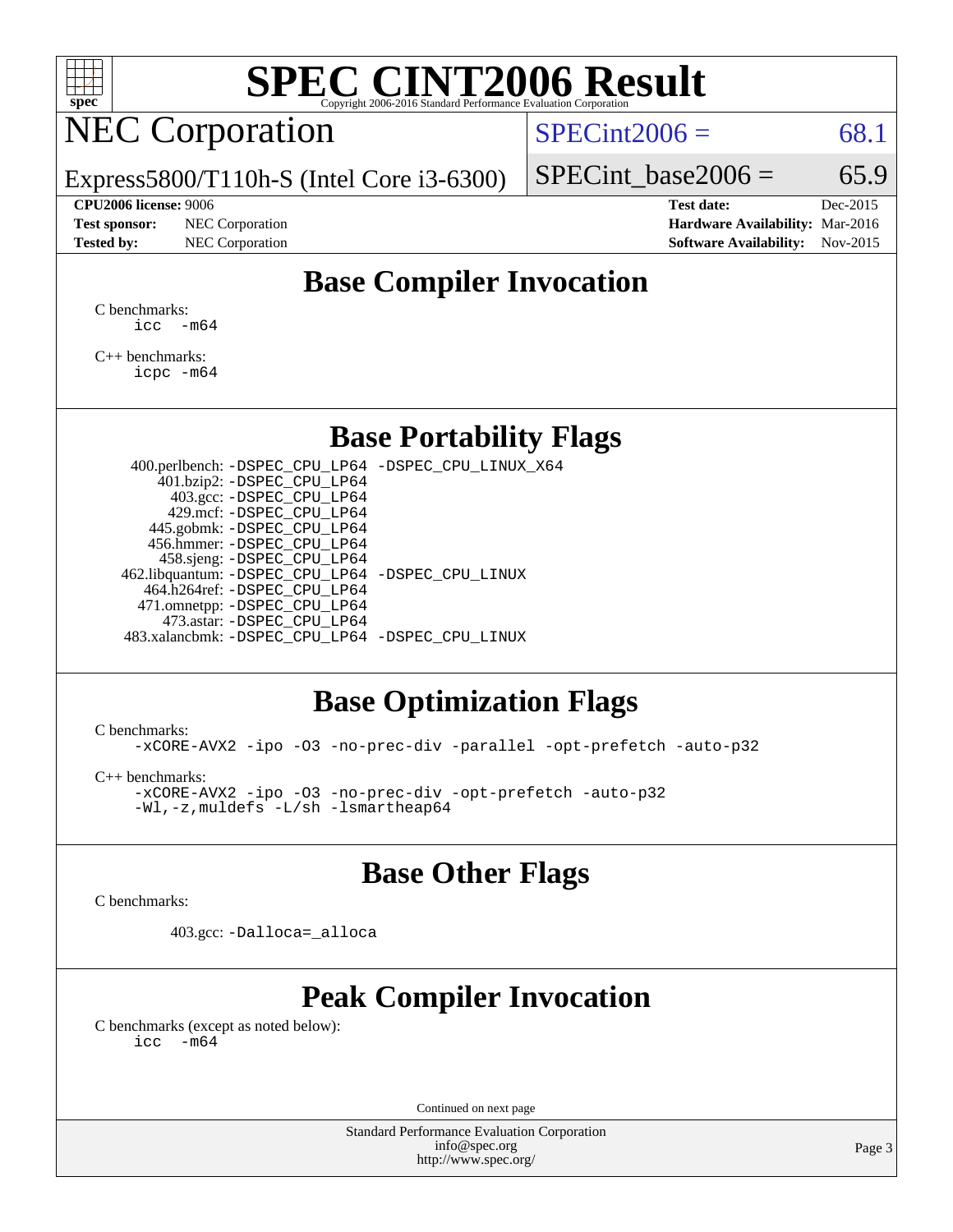# SPEC CINT2006 Result

Copyright 2006-2016 Standard Performance Evaluation Corporation

## NEC Corporation

Express5800/T110h-S (Intel Core i3-6300)

SPECint2006 = 68.1

SPECint_base2006 = 65.9

| | | | |
|---|---|---|---|
| **CPU2006 license:** 9006 | | **Test date:** | Dec-2015 |
| **Test sponsor:** | NEC Corporation | **Hardware Availability:** | Mar-2016 |
| **Tested by:** | NEC Corporation | **Software Availability:** | Nov-2015 |

## Base Compiler Invocation

C benchmarks:

```
icc  -m64
```

C++ benchmarks:

```
icpc -m64
```

## Base Portability Flags

```
400.perlbench: -DSPEC_CPU_LP64 -DSPEC_CPU_LINUX_X64
    401.bzip2: -DSPEC_CPU_LP64
      403.gcc: -DSPEC_CPU_LP64
      429.mcf: -DSPEC_CPU_LP64
   445.gobmk: -DSPEC_CPU_LP64
   456.hmmer: -DSPEC_CPU_LP64
   458.sjeng: -DSPEC_CPU_LP64
462.libquantum: -DSPEC_CPU_LP64 -DSPEC_CPU_LINUX
  464.h264ref: -DSPEC_CPU_LP64
  471.omnetpp: -DSPEC_CPU_LP64
    473.astar: -DSPEC_CPU_LP64
483.xalancbmk: -DSPEC_CPU_LP64 -DSPEC_CPU_LINUX
```

## Base Optimization Flags

C benchmarks:

```
-xCORE-AVX2 -ipo -O3 -no-prec-div -parallel -opt-prefetch -auto-p32
```

C++ benchmarks:

```
-xCORE-AVX2 -ipo -O3 -no-prec-div -opt-prefetch -auto-p32
-Wl,-z,muldefs -L/sh -lsmartheap64
```

## Base Other Flags

C benchmarks:

```
403.gcc: -Dalloca=_alloca
```

## Peak Compiler Invocation

C benchmarks (except as noted below):

```
icc  -m64
```

Continued on next page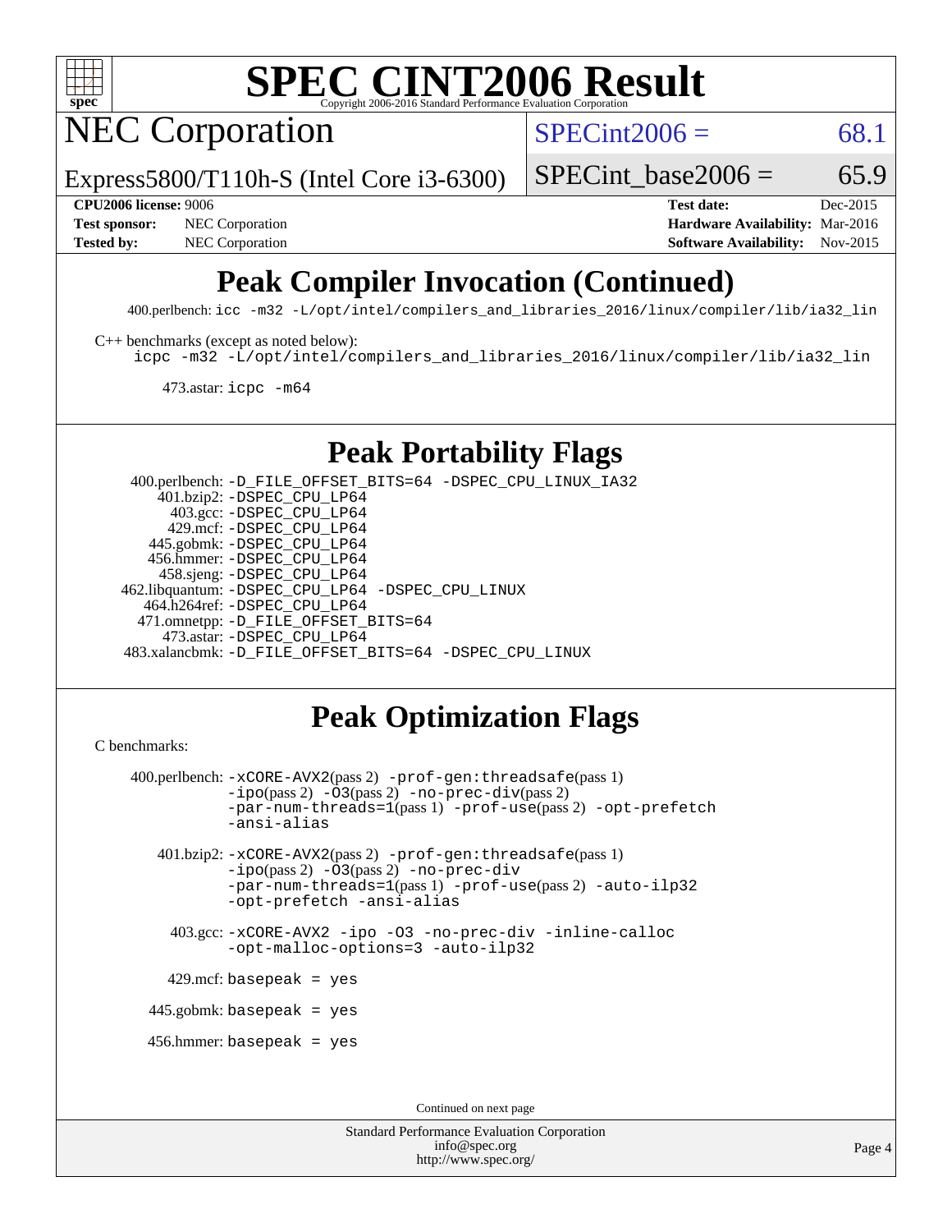# SPEC CINT2006 Result

## NEC Corporation

Express5800/T110h-S (Intel Core i3-6300)

SPECint2006 = 68.1

SPECint_base2006 = 65.9

**CPU2006 license:** 9006
**Test sponsor:** NEC Corporation
**Tested by:** NEC Corporation

**Test date:** Dec-2015
**Hardware Availability:** Mar-2016
**Software Availability:** Nov-2015

## Peak Compiler Invocation (Continued)

400.perlbench: `icc -m32 -L/opt/intel/compilers_and_libraries_2016/linux/compiler/lib/ia32_lin`

C++ benchmarks (except as noted below):
`icpc -m32 -L/opt/intel/compilers_and_libraries_2016/linux/compiler/lib/ia32_lin`

473.astar: `icpc -m64`

## Peak Portability Flags

400.perlbench: `-D_FILE_OFFSET_BITS=64 -DSPEC_CPU_LINUX_IA32`
401.bzip2: `-DSPEC_CPU_LP64`
403.gcc: `-DSPEC_CPU_LP64`
429.mcf: `-DSPEC_CPU_LP64`
445.gobmk: `-DSPEC_CPU_LP64`
456.hmmer: `-DSPEC_CPU_LP64`
458.sjeng: `-DSPEC_CPU_LP64`
462.libquantum: `-DSPEC_CPU_LP64 -DSPEC_CPU_LINUX`
464.h264ref: `-DSPEC_CPU_LP64`
471.omnetpp: `-D_FILE_OFFSET_BITS=64`
473.astar: `-DSPEC_CPU_LP64`
483.xalancbmk: `-D_FILE_OFFSET_BITS=64 -DSPEC_CPU_LINUX`

## Peak Optimization Flags

C benchmarks:

400.perlbench: `-xCORE-AVX2`(pass 2) `-prof-gen:threadsafe`(pass 1) `-ipo`(pass 2) `-O3`(pass 2) `-no-prec-div`(pass 2) `-par-num-threads=1`(pass 1) `-prof-use`(pass 2) `-opt-prefetch` `-ansi-alias`

401.bzip2: `-xCORE-AVX2`(pass 2) `-prof-gen:threadsafe`(pass 1) `-ipo`(pass 2) `-O3`(pass 2) `-no-prec-div` `-par-num-threads=1`(pass 1) `-prof-use`(pass 2) `-auto-ilp32` `-opt-prefetch` `-ansi-alias`

403.gcc: `-xCORE-AVX2 -ipo -O3 -no-prec-div -inline-calloc -opt-malloc-options=3 -auto-ilp32`

429.mcf: `basepeak = yes`

445.gobmk: `basepeak = yes`

456.hmmer: `basepeak = yes`

Continued on next page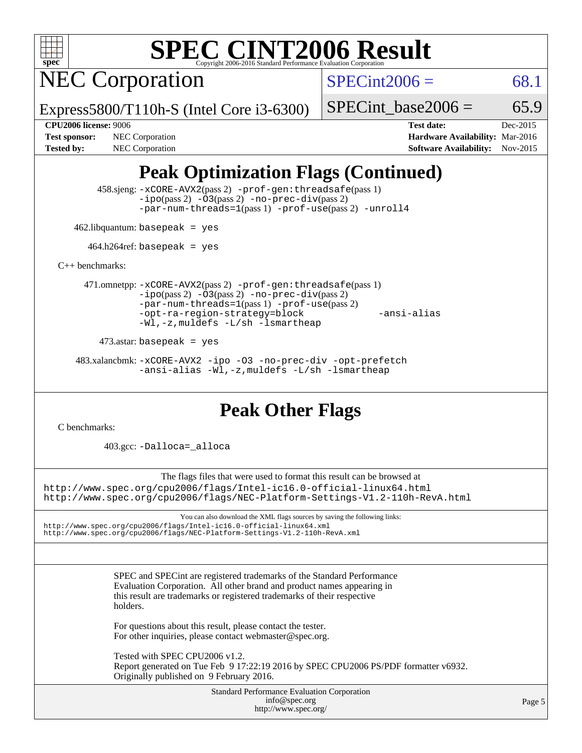# SPEC CINT2006 Result

Copyright 2006-2016 Standard Performance Evaluation Corporation

## NEC Corporation

Express5800/T110h-S (Intel Core i3-6300)

SPECint2006 = 68.1

SPECint_base2006 = 65.9

| | | | |
|---|---|---|---|
| **CPU2006 license:** 9006 | | **Test date:** | Dec-2015 |
| **Test sponsor:** | NEC Corporation | **Hardware Availability:** | Mar-2016 |
| **Tested by:** | NEC Corporation | **Software Availability:** | Nov-2015 |

## Peak Optimization Flags (Continued)

458.sjeng: -xCORE-AVX2(pass 2) -prof-gen:threadsafe(pass 1) -ipo(pass 2) -O3(pass 2) -no-prec-div(pass 2) -par-num-threads=1(pass 1) -prof-use(pass 2) -unroll4

462.libquantum: basepeak = yes

464.h264ref: basepeak = yes

C++ benchmarks:

471.omnetpp: -xCORE-AVX2(pass 2) -prof-gen:threadsafe(pass 1) -ipo(pass 2) -O3(pass 2) -no-prec-div(pass 2) -par-num-threads=1(pass 1) -prof-use(pass 2) -opt-ra-region-strategy=block -ansi-alias -Wl,-z,muldefs -L/sh -lsmartheap

473.astar: basepeak = yes

483.xalancbmk: -xCORE-AVX2 -ipo -O3 -no-prec-div -opt-prefetch -ansi-alias -Wl,-z,muldefs -L/sh -lsmartheap

## Peak Other Flags

C benchmarks:

403.gcc: -Dalloca=_alloca

The flags files that were used to format this result can be browsed at
http://www.spec.org/cpu2006/flags/Intel-ic16.0-official-linux64.html
http://www.spec.org/cpu2006/flags/NEC-Platform-Settings-V1.2-110h-RevA.html

You can also download the XML flags sources by saving the following links:
http://www.spec.org/cpu2006/flags/Intel-ic16.0-official-linux64.xml
http://www.spec.org/cpu2006/flags/NEC-Platform-Settings-V1.2-110h-RevA.xml

SPEC and SPECint are registered trademarks of the Standard Performance Evaluation Corporation. All other brand and product names appearing in this result are trademarks or registered trademarks of their respective holders.

For questions about this result, please contact the tester.
For other inquiries, please contact webmaster@spec.org.

Tested with SPEC CPU2006 v1.2.
Report generated on Tue Feb 9 17:22:19 2016 by SPEC CPU2006 PS/PDF formatter v6932.
Originally published on 9 February 2016.

Standard Performance Evaluation Corporation
info@spec.org
http://www.spec.org/